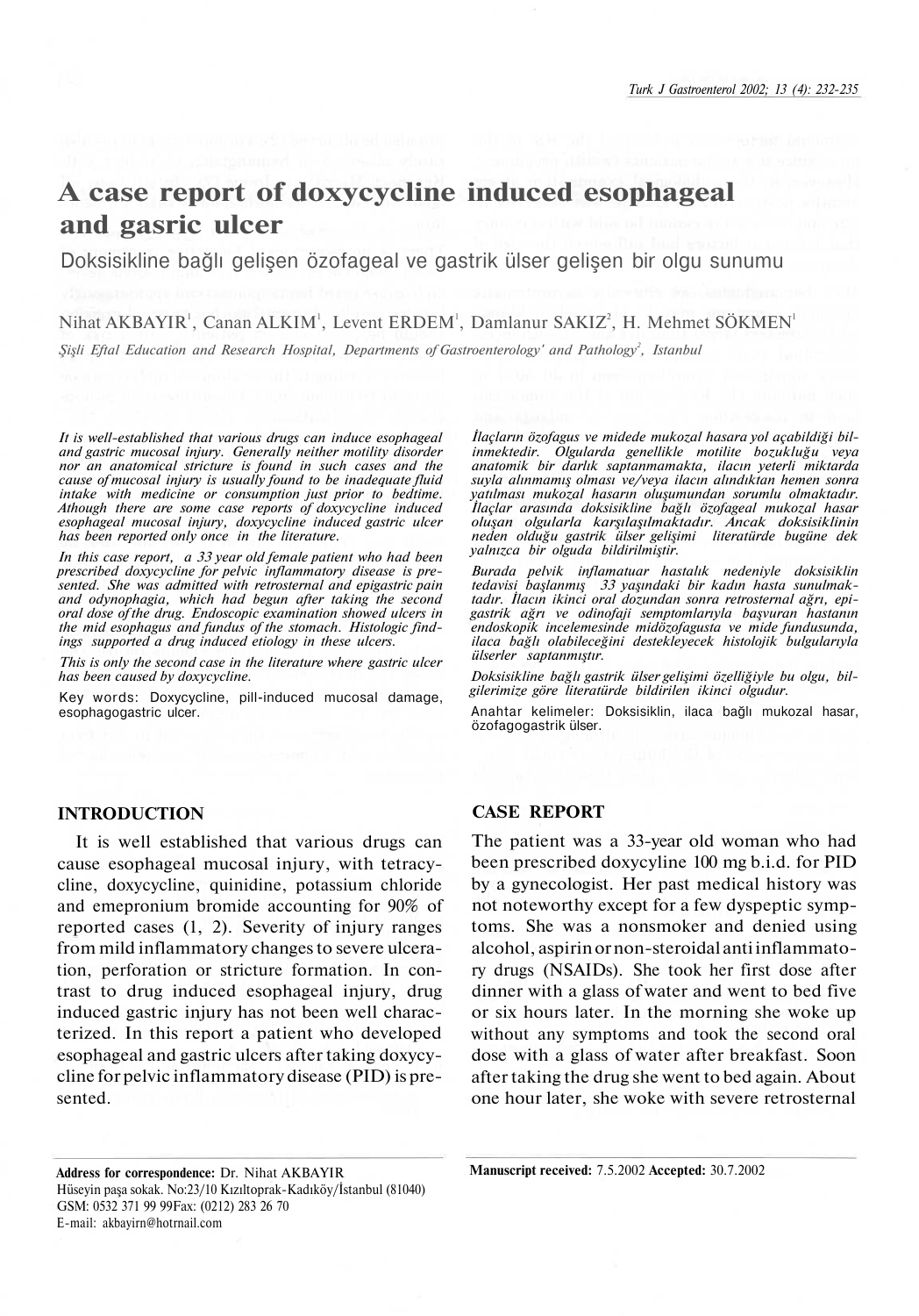# A case report of doxycycline induced esophageal and gasric ulcer

Doksisikline bağlı gelişen özofageal ve gastrik ülser gelişen bir olgu sunumu

Nihat AKBAYIR[1], Canan ALKIM[1], Levent ERDEM[1], Damlanur SAKIZ[2], H. Mehmet SÖKMEN[1]

*Şişli Eftal Education and Research Hospital, Departments of Gastroenterology[1] and Pathology[2], Istanbul*

*It is well-established that various drugs can induce esophageal and gastric mucosal injury. Generally neither motility disorder nor an anatomical stricture is found in such cases and the cause of mucosal injury is usually found to be inadequate fluid intake with medicine or consumption just prior to bedtime. Although there are some case reports of doxycycline induced esophageal mucosal injury, doxycycline induced gastric ulcer has been reported only once in the literature.*

*In this case report, a 33 year old female patient who had been prescribed doxycycline for pelvic inflammatory disease is presented. She was admitted with retrosternal and epigastric pain and odynophagia, which had begun after taking the second oral dose of the drug. Endoscopic examination showed ulcers in the mid esophagus and fundus of the stomach. Histologic findings supported a drug induced etiology in these ulcers.*

*This is only the second case in the literature where gastric ulcer has been caused by doxycycline.*

Key words: Doxycycline, pill-induced mucosal damage, esophagogastric ulcer.

*İlaçların özofagus ve midede mukozal hasara yol açabildiği bilinmektedir. Olgularda genellikle motilite bozukluğu veya anatomik bir darlık saptanmamakta, ilacın yeterli miktarda suyla alınmamış olması ve/veya ilacın alındıktan hemen sonra yatılması mukozal hasarın oluşumundan sorumlu olmaktadır. İlaçlar arasında doksisikline bağlı özofageal mukozal hasar oluşan olgularla karşılaşılmaktadır. Ancak doksisiklinin neden olduğu gastrik ülser gelişimi literatürde bugüne dek yalnızca bir olguda bildirilmiştir.*

*Burada pelvik inflamatuar hastalık nedeniyle doksisiklin tedavisi başlanmış 33 yaşındaki bir kadın hasta sunulmaktadır. İlacın ikinci oral dozundan sonra retrosternal ağrı, epigastrik ağrı ve odinofaji semptomlarıyla başvuran hastanın endoskopik incelemesinde midözofagusta ve mide fundusunda, ilaca bağlı olabileceğini destekleyecek histolojik bulgularıyla ülserler saptanmıştır.*

*Doksisikline bağlı gastrik ülser gelişimi özelliğiyle bu olgu, bilgilerimize göre literatürde bildirilen ikinci olgudur.*

Anahtar kelimeler: Doksisiklin, ilaca bağlı mukozal hasar, özofagogastrik ülser.

## INTRODUCTION

It is well established that various drugs can cause esophageal mucosal injury, with tetracycline, doxycycline, quinidine, potassium chloride and emepronium bromide accounting for 90% of reported cases (1, 2). Severity of injury ranges from mild inflammatory changes to severe ulceration, perforation or stricture formation. In contrast to drug induced esophageal injury, drug induced gastric injury has not been well characterized. In this report a patient who developed esophageal and gastric ulcers after taking doxycycline for pelvic inflammatory disease (PID) is presented.

## CASE REPORT

The patient was a 33-year old woman who had been prescribed doxycyline 100 mg b.i.d. for PID by a gynecologist. Her past medical history was not noteworthy except for a few dyspeptic symptoms. She was a nonsmoker and denied using alcohol, aspirin or non-steroidal anti inflammatory drugs (NSAIDs). She took her first dose after dinner with a glass of water and went to bed five or six hours later. In the morning she woke up without any symptoms and took the second oral dose with a glass of water after breakfast. Soon after taking the drug she went to bed again. About one hour later, she woke with severe retrosternal

**Address for correspondence:** Dr. Nihat AKBAYIR
Hüseyin paşa sokak. No:23/10 Kızıltoprak-Kadıköy/İstanbul (81040)
GSM: 0532 371 99 99Fax: (0212) 283 26 70
E-mail: akbayirn@hotrnail.com

**Manuscript received:** 7.5.2002 **Accepted:** 30.7.2002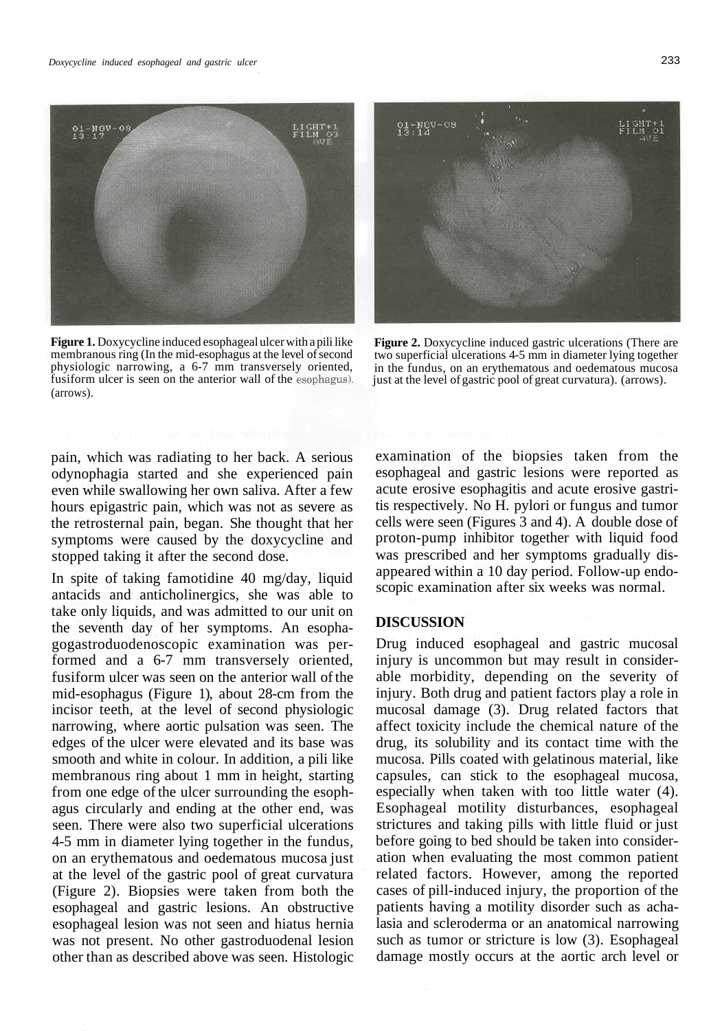**Figure 1.** Doxycycline induced esophageal ulcer with a pili like membranous ring (In the mid-esophagus at the level of second physiologic narrowing, a 6-7 mm transversely oriented, fusiform ulcer is seen on the anterior wall of the esophagus). (arrows).

**Figure 2.** Doxycycline induced gastric ulcerations (There are two superficial ulcerations 4-5 mm in diameter lying together in the fundus, on an erythematous and oedematous mucosa just at the level of gastric pool of great curvatura). (arrows).

pain, which was radiating to her back. A serious odynophagia started and she experienced pain even while swallowing her own saliva. After a few hours epigastric pain, which was not as severe as the retrosternal pain, began. She thought that her symptoms were caused by the doxycycline and stopped taking it after the second dose.

In spite of taking famotidine 40 mg/day, liquid antacids and anticholinergics, she was able to take only liquids, and was admitted to our unit on the seventh day of her symptoms. An esophagogastroduodenoscopic examination was performed and a 6-7 mm transversely oriented, fusiform ulcer was seen on the anterior wall of the mid-esophagus (Figure 1), about 28-cm from the incisor teeth, at the level of second physiologic narrowing, where aortic pulsation was seen. The edges of the ulcer were elevated and its base was smooth and white in colour. In addition, a pili like membranous ring about 1 mm in height, starting from one edge of the ulcer surrounding the esophagus circularly and ending at the other end, was seen. There were also two superficial ulcerations 4-5 mm in diameter lying together in the fundus, on an erythematous and oedematous mucosa just at the level of the gastric pool of great curvatura (Figure 2). Biopsies were taken from both the esophageal and gastric lesions. An obstructive esophageal lesion was not seen and hiatus hernia was not present. No other gastroduodenal lesion other than as described above was seen. Histologic examination of the biopsies taken from the esophageal and gastric lesions were reported as acute erosive esophagitis and acute erosive gastritis respectively. No H. pylori or fungus and tumor cells were seen (Figures 3 and 4). A double dose of proton-pump inhibitor together with liquid food was prescribed and her symptoms gradually disappeared within a 10 day period. Follow-up endoscopic examination after six weeks was normal.

## DISCUSSION

Drug induced esophageal and gastric mucosal injury is uncommon but may result in considerable morbidity, depending on the severity of injury. Both drug and patient factors play a role in mucosal damage (3). Drug related factors that affect toxicity include the chemical nature of the drug, its solubility and its contact time with the mucosa. Pills coated with gelatinous material, like capsules, can stick to the esophageal mucosa, especially when taken with too little water (4). Esophageal motility disturbances, esophageal strictures and taking pills with little fluid or just before going to bed should be taken into consideration when evaluating the most common patient related factors. However, among the reported cases of pill-induced injury, the proportion of the patients having a motility disorder such as achalasia and scleroderma or an anatomical narrowing such as tumor or stricture is low (3). Esophageal damage mostly occurs at the aortic arch level or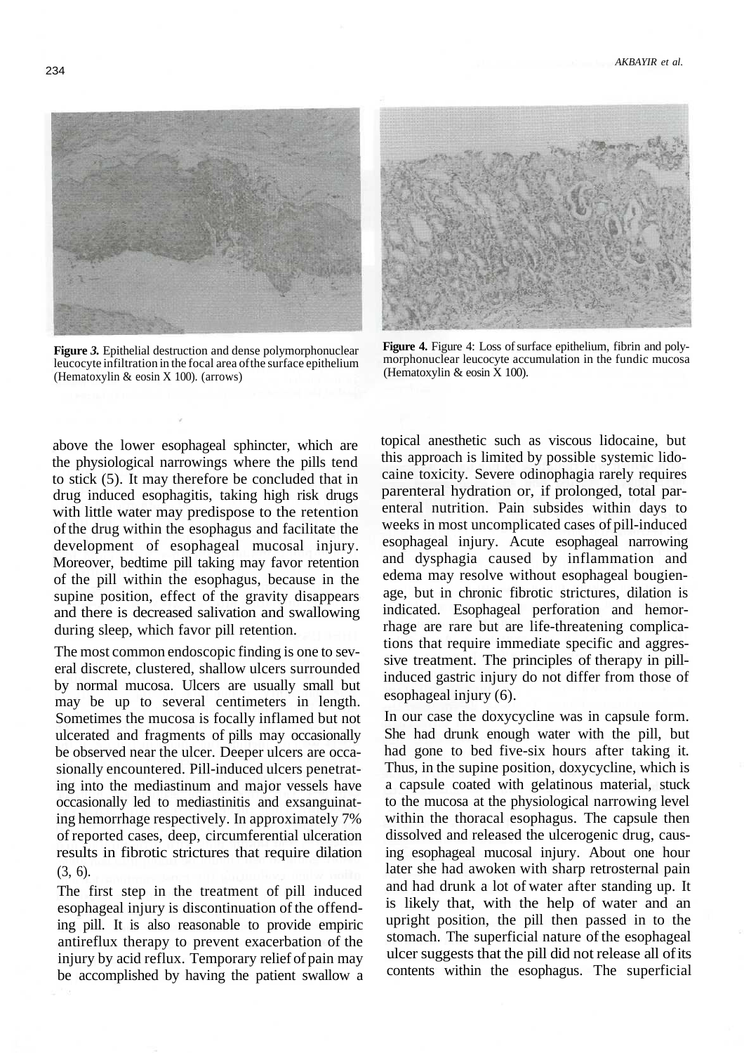**Figure 3.** Epithelial destruction and dense polymorphonuclear leucocyte infiltration in the focal area of the surface epithelium (Hematoxylin & eosin X 100). (arrows)

**Figure 4.** Figure 4: Loss of surface epithelium, fibrin and polymorphonuclear leucocyte accumulation in the fundic mucosa (Hematoxylin & eosin X 100).

above the lower esophageal sphincter, which are the physiological narrowings where the pills tend to stick (5). It may therefore be concluded that in drug induced esophagitis, taking high risk drugs with little water may predispose to the retention of the drug within the esophagus and facilitate the development of esophageal mucosal injury. Moreover, bedtime pill taking may favor retention of the pill within the esophagus, because in the supine position, effect of the gravity disappears and there is decreased salivation and swallowing during sleep, which favor pill retention.

The most common endoscopic finding is one to several discrete, clustered, shallow ulcers surrounded by normal mucosa. Ulcers are usually small but may be up to several centimeters in length. Sometimes the mucosa is focally inflamed but not ulcerated and fragments of pills may occasionally be observed near the ulcer. Deeper ulcers are occasionally encountered. Pill-induced ulcers penetrating into the mediastinum and major vessels have occasionally led to mediastinitis and exsanguinating hemorrhage respectively. In approximately 7% of reported cases, deep, circumferential ulceration results in fibrotic strictures that require dilation (3, 6).

The first step in the treatment of pill induced esophageal injury is discontinuation of the offending pill. It is also reasonable to provide empiric antireflux therapy to prevent exacerbation of the injury by acid reflux. Temporary relief of pain may be accomplished by having the patient swallow a topical anesthetic such as viscous lidocaine, but this approach is limited by possible systemic lidocaine toxicity. Severe odinophagia rarely requires parenteral hydration or, if prolonged, total parenteral nutrition. Pain subsides within days to weeks in most uncomplicated cases of pill-induced esophageal injury. Acute esophageal narrowing and dysphagia caused by inflammation and edema may resolve without esophageal bougienage, but in chronic fibrotic strictures, dilation is indicated. Esophageal perforation and hemorrhage are rare but are life-threatening complications that require immediate specific and aggressive treatment. The principles of therapy in pill-induced gastric injury do not differ from those of esophageal injury (6).

In our case the doxycycline was in capsule form. She had drunk enough water with the pill, but had gone to bed five-six hours after taking it. Thus, in the supine position, doxycycline, which is a capsule coated with gelatinous material, stuck to the mucosa at the physiological narrowing level within the thoracal esophagus. The capsule then dissolved and released the ulcerogenic drug, causing esophageal mucosal injury. About one hour later she had awoken with sharp retrosternal pain and had drunk a lot of water after standing up. It is likely that, with the help of water and an upright position, the pill then passed in to the stomach. The superficial nature of the esophageal ulcer suggests that the pill did not release all of its contents within the esophagus. The superficial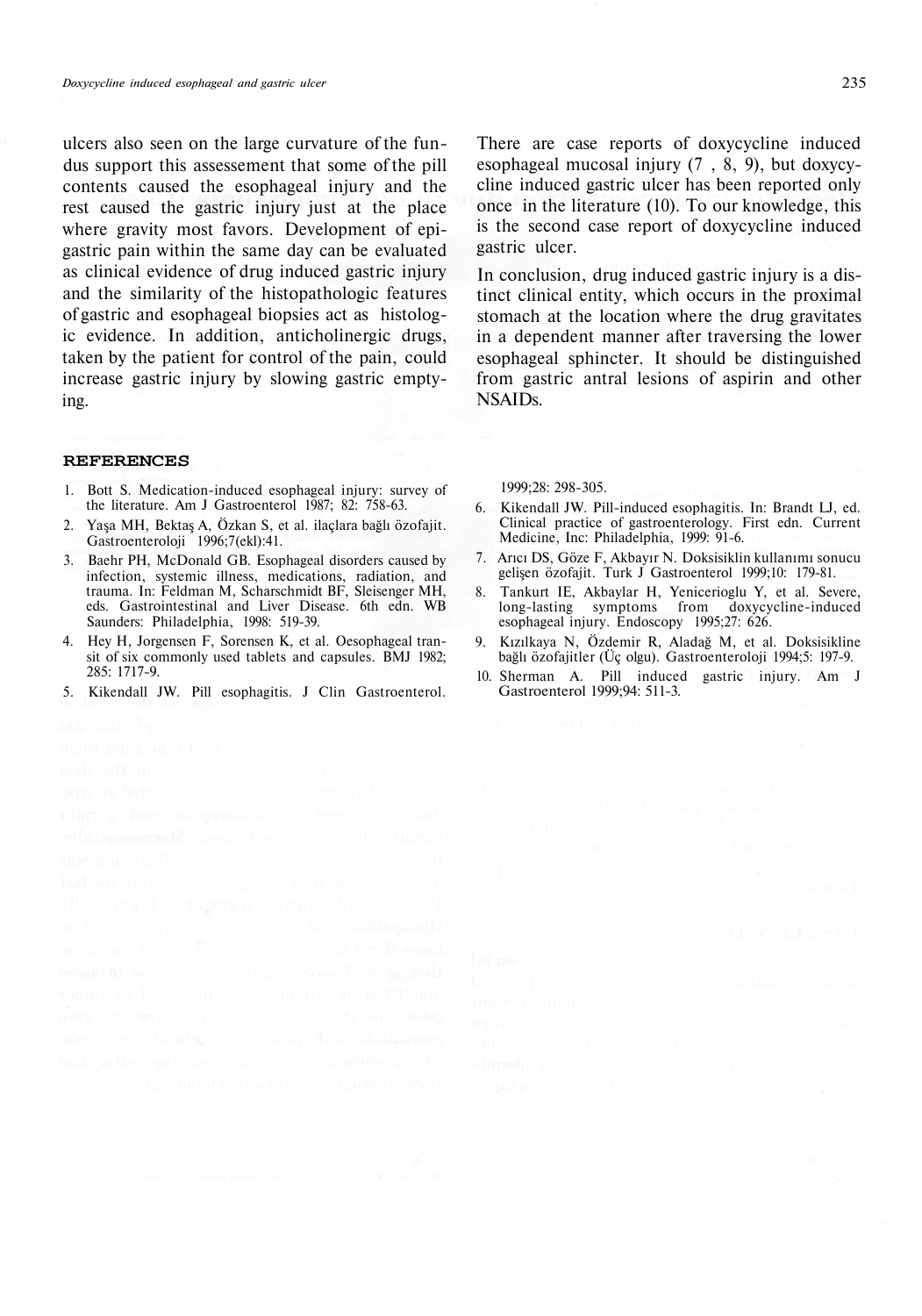ulcers also seen on the large curvature of the fundus support this assessement that some of the pill contents caused the esophageal injury and the rest caused the gastric injury just at the place where gravity most favors. Development of epigastric pain within the same day can be evaluated as clinical evidence of drug induced gastric injury and the similarity of the histopathologic features of gastric and esophageal biopsies act as histologic evidence. In addition, anticholinergic drugs, taken by the patient for control of the pain, could increase gastric injury by slowing gastric emptying.

There are case reports of doxycycline induced esophageal mucosal injury (7 , 8, 9), but doxycycline induced gastric ulcer has been reported only once in the literature (10). To our knowledge, this is the second case report of doxycycline induced gastric ulcer.

In conclusion, drug induced gastric injury is a distinct clinical entity, which occurs in the proximal stomach at the location where the drug gravitates in a dependent manner after traversing the lower esophageal sphincter. It should be distinguished from gastric antral lesions of aspirin and other NSAIDs.

## REFERENCES

1. Bott S. Medication-induced esophageal injury: survey of the literature. Am J Gastroenterol 1987; 82: 758-63.
2. Yaşa MH, Bektaş A, Özkan S, et al. ilaçlara bağlı özofajit. Gastroenteroloji 1996;7(ekl):41.
3. Baehr PH, McDonald GB. Esophageal disorders caused by infection, systemic illness, medications, radiation, and trauma. In: Feldman M, Scharschmidt BF, Sleisenger MH, eds. Gastrointestinal and Liver Disease. 6th edn. WB Saunders: Philadelphia, 1998: 519-39.
4. Hey H, Jorgensen F, Sorensen K, et al. Oesophageal transit of six commonly used tablets and capsules. BMJ 1982; 285: 1717-9.
5. Kikendall JW. Pill esophagitis. J Clin Gastroenterol. 1999;28: 298-305.
6. Kikendall JW. Pill-induced esophagitis. In: Brandt LJ, ed. Clinical practice of gastroenterology. First edn. Current Medicine, Inc: Philadelphia, 1999: 91-6.
7. Arıcı DS, Göze F, Akbayır N. Doksisiklin kullanımı sonucu gelişen özofajit. Turk J Gastroenterol 1999;10: 179-81.
8. Tankurt IE, Akbaylar H, Yenicerioglu Y, et al. Severe, long-lasting symptoms from doxycycline-induced esophageal injury. Endoscopy 1995;27: 626.
9. Kızılkaya N, Özdemir R, Aladağ M, et al. Doksisikline bağlı özofajitler (Üç olgu). Gastroenteroloji 1994;5: 197-9.
10. Sherman A. Pill induced gastric injury. Am J Gastroenterol 1999;94: 511-3.